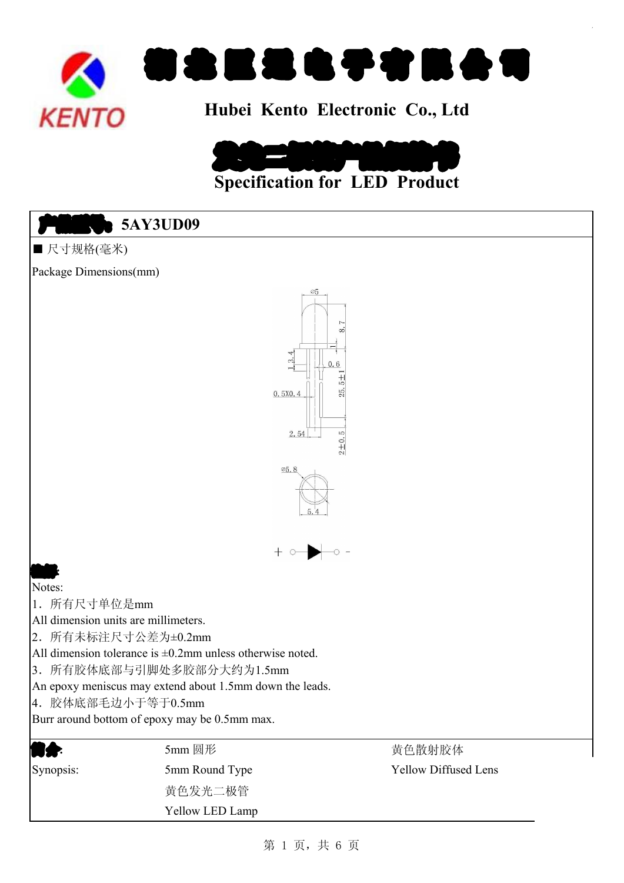# 湖北匡通电子有限公司

## Hubei Kento Electronic Co., Ltd

## 发光二极管产品规格书

## Specification for LED Product

**产品型号:** 5AY3UD09

■ 尺寸规格(毫米)

Package Dimensions(mm)

**备注:**

Notes:

1．所有尺寸单位是mm

All dimension units are millimeters.

2．所有未标注尺寸公差为±0.2mm

All dimension tolerance is ±0.2mm unless otherwise noted.

3．所有胶体底部与引脚处多胶部分大约为1.5mm

An epoxy meniscus may extend about 1.5mm down the leads.

4．胶体底部毛边小于等于0.5mm

Burr around bottom of epoxy may be 0.5mm max.

| **简介:** | 5mm 圆形 | 黄色散射胶体 |
|---|---|---|
| Synopsis: | 5mm Round Type | Yellow Diffused Lens |
| | 黄色发光二极管 | |
| | Yellow LED Lamp | |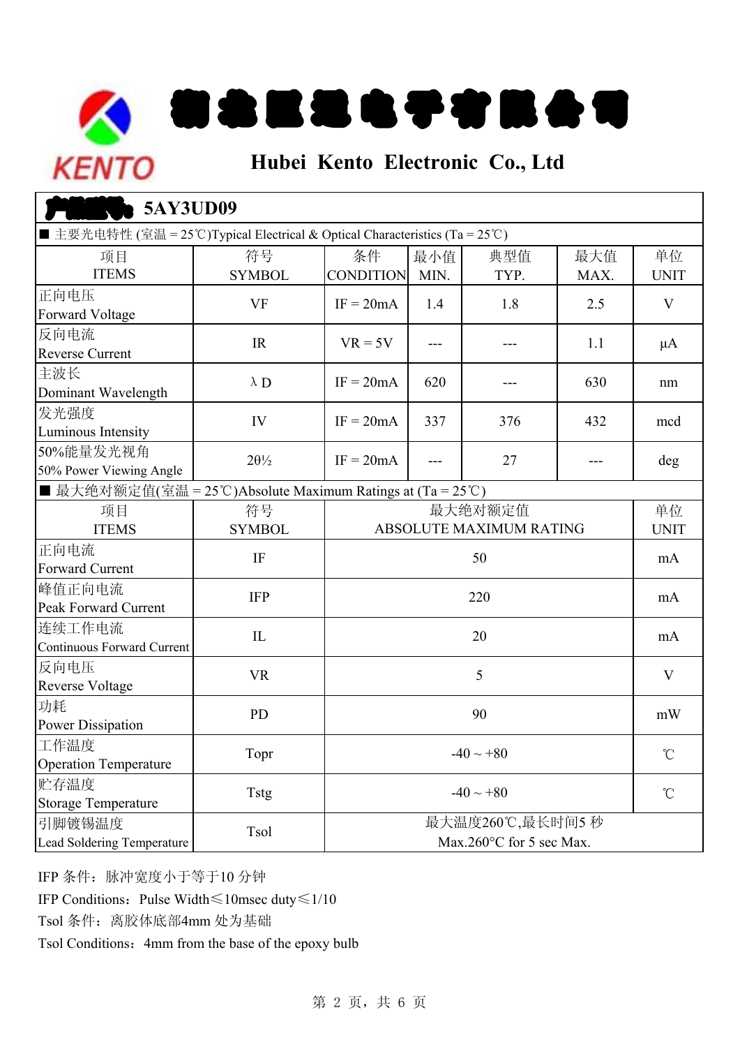# 湖北匡通电子有限公司

## Hubei Kento Electronic Co., Ltd

**产品型号：5AY3UD09**

■ 主要光电特性 (室温 = 25℃)Typical Electrical & Optical Characteristics (Ta = 25℃)

| 项目<br>ITEMS | 符号<br>SYMBOL | 条件<br>CONDITION | 最小值<br>MIN. | 典型值<br>TYP. | 最大值<br>MAX. | 单位<br>UNIT |
|---|---|---|---|---|---|---|
| 正向电压<br>Forward Voltage | VF | IF = 20mA | 1.4 | 1.8 | 2.5 | V |
| 反向电流<br>Reverse Current | IR | VR = 5V | --- | --- | 1.1 | μA |
| 主波长<br>Dominant Wavelength | λD | IF = 20mA | 620 | --- | 630 | nm |
| 发光强度<br>Luminous Intensity | IV | IF = 20mA | 337 | 376 | 432 | mcd |
| 50%能量发光视角<br>50% Power Viewing Angle | 2θ½ | IF = 20mA | --- | 27 | --- | deg |

■ 最大绝对额定值(室温 = 25℃)Absolute Maximum Ratings at (Ta = 25℃)

| 项目<br>ITEMS | 符号<br>SYMBOL | 最大绝对额定值<br>ABSOLUTE MAXIMUM RATING | 单位<br>UNIT |
|---|---|---|---|
| 正向电流<br>Forward Current | IF | 50 | mA |
| 峰值正向电流<br>Peak Forward Current | IFP | 220 | mA |
| 连续工作电流<br>Continuous Forward Current | IL | 20 | mA |
| 反向电压<br>Reverse Voltage | VR | 5 | V |
| 功耗<br>Power Dissipation | PD | 90 | mW |
| 工作温度<br>Operation Temperature | Topr | -40 ~ +80 | ℃ |
| 贮存温度<br>Storage Temperature | Tstg | -40 ~ +80 | ℃ |
| 引脚镀锡温度<br>Lead Soldering Temperature | Tsol | 最大温度260℃,最长时间5 秒<br>Max.260°C for 5 sec Max. | |

IFP 条件：脉冲宽度小于等于10 分钟

IFP Conditions：Pulse Width≤10msec duty≤1/10

Tsol 条件：离胶体底部4mm 处为基础

Tsol Conditions：4mm from the base of the epoxy bulb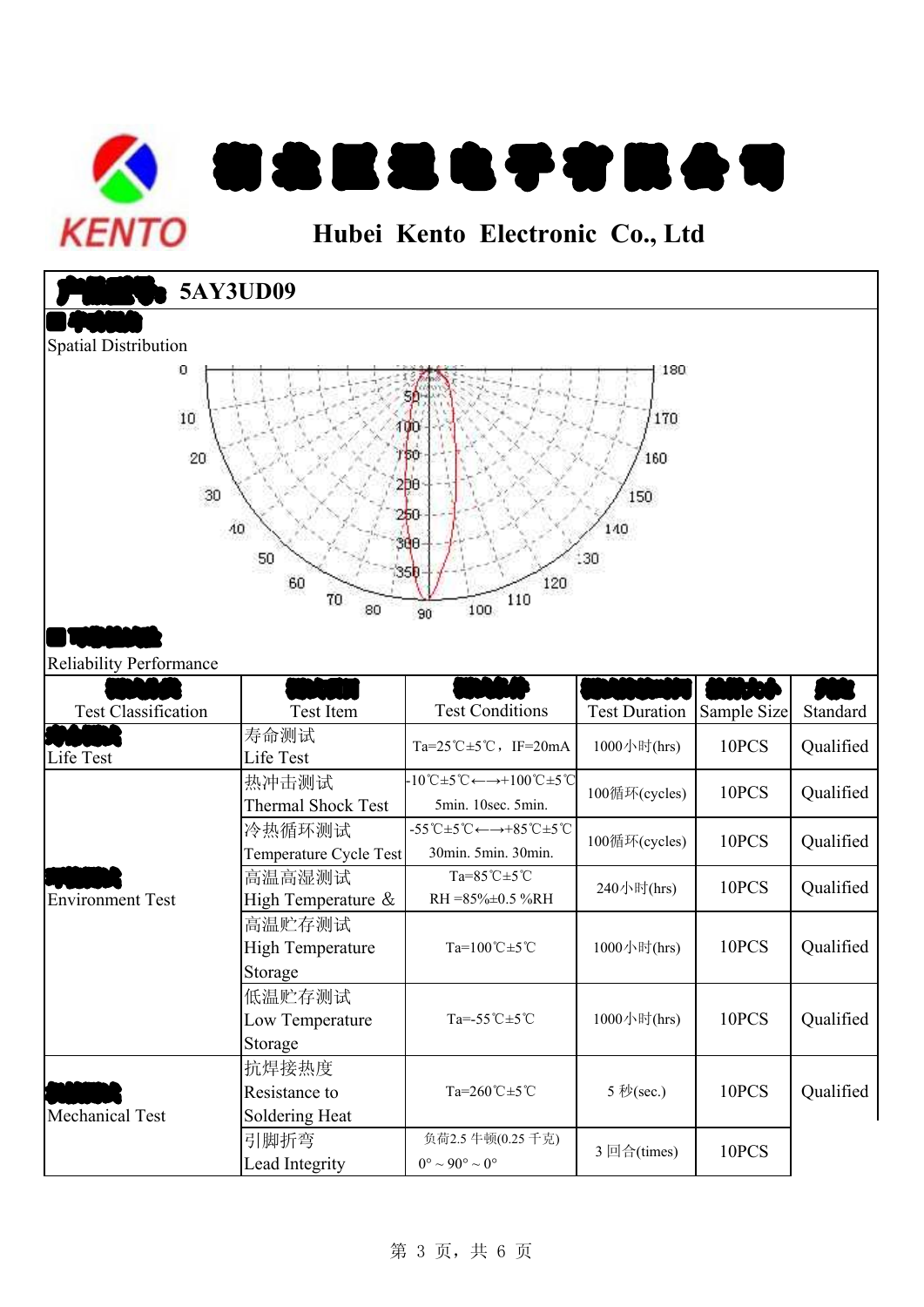# Hubei Kento Electronic Co., Ltd

**5AY3UD09**

Spatial Distribution

Reliability Performance

| Test Classification | Test Item | Test Conditions | Test Duration | Sample Size | Standard |
|---|---|---|---|---|---|
| Life Test | 寿命测试 Life Test | Ta=25℃±5℃，IF=20mA | 1000小时(hrs) | 10PCS | Qualified |
| Environment Test | 热冲击测试 Thermal Shock Test | -10℃±5℃←→+100℃±5℃ 5min. 10sec. 5min. | 100循环(cycles) | 10PCS | Qualified |
| | 冷热循环测试 Temperature Cycle Test | -55℃±5℃←→+85℃±5℃ 30min. 5min. 30min. | 100循环(cycles) | 10PCS | Qualified |
| | 高温高湿测试 High Temperature & | Ta=85℃±5℃ RH =85%±0.5 %RH | 240小时(hrs) | 10PCS | Qualified |
| | 高温贮存测试 High Temperature Storage | Ta=100℃±5℃ | 1000小时(hrs) | 10PCS | Qualified |
| | 低温贮存测试 Low Temperature Storage | Ta=-55℃±5℃ | 1000小时(hrs) | 10PCS | Qualified |
| Mechanical Test | 抗焊接热度 Resistance to Soldering Heat | Ta=260℃±5℃ | 5 秒(sec.) | 10PCS | Qualified |
| | 引脚折弯 Lead Integrity | 负荷2.5 牛顿(0.25 千克) 0°～90°～0° | 3 回合(times) | 10PCS | |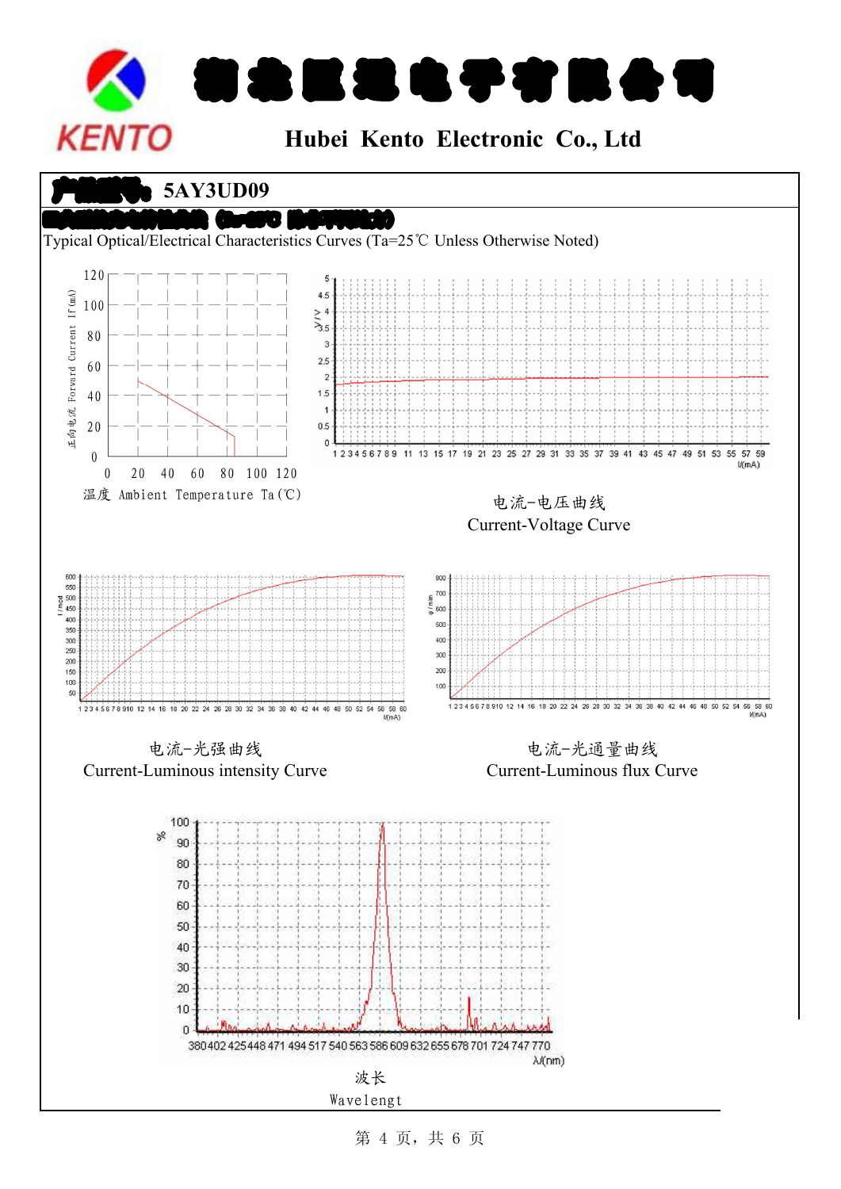# 湖北匡通电子有限公司

**Hubei Kento Electronic Co., Ltd**

## 产品型号： 5AY3UD09

### 典型光电特性曲线 (Ta=25℃ 除非另外说明)

Typical Optical/Electrical Characteristics Curves (Ta=25℃ Unless Otherwise Noted)

正向电流 Forward Current If (mA)

温度 Ambient Temperature Ta (℃)

电流-电压曲线

Current-Voltage Curve

电流-光强曲线

Current-Luminous intensity Curve

电流-光通量曲线

Current-Luminous flux Curve

波长

Wavelengt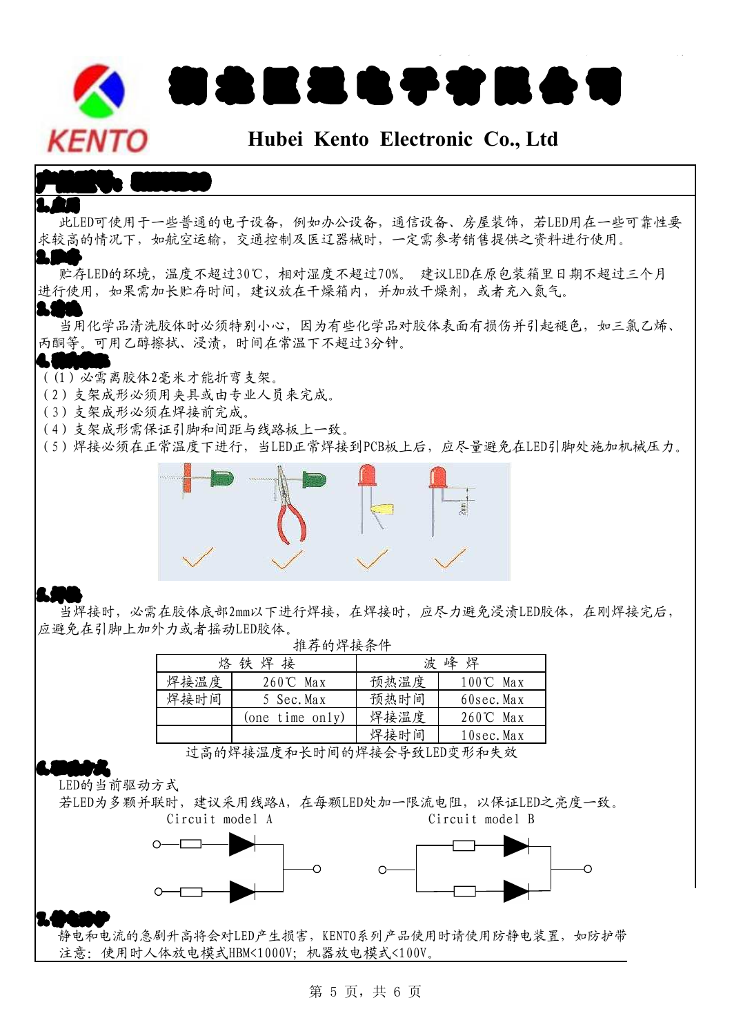# 湖北匡通电子有限公司

## Hubei Kento Electronic Co., Ltd

**产品型号：** 

**1.应用**

此LED可使用于一些普通的电子设备，例如办公设备，通信设备、房屋装饰，若LED用在一些可靠性要求较高的情况下，如航空运输，交通控制及医辽器械时，一定需参考销售提供之资料进行使用。

**2.储存**

贮存LED的环境，温度不超过30℃，相对湿度不超过70%。 建议LED在原包装箱里日期不超过三个月进行使用，如果需加长贮存时间，建议放在干燥箱内，并加放干燥剂，或者充入氮气。

**3.清洗**

当用化学品清洗胶体时必须特别小心，因为有些化学品对胶体表面有损伤并引起褪色，如三氯乙烯、丙酮等。可用乙醇擦拭、浸渍，时间在常温下不超过3分钟。

**4.引脚成形**

（（1）必需离胶体2毫米才能折弯支架。
（2）支架成形必须用夹具或由专业人员来完成。
（3）支架成形必须在焊接前完成。
（4）支架成形需保证引脚和间距与线路板上一致。
（5）焊接必须在正常温度下进行，当LED正常焊接到PCB板上后，应尽量避免在LED引脚处施加机械压力。

**5.焊接**

当焊接时，必需在胶体底部2mm以下进行焊接，在焊接时，应尽力避免浸渍LED胶体，在刚焊接完后，应避免在引脚上加外力或者摇动LED胶体。

推荐的焊接条件

| 烙铁焊接 | | 波峰焊 | |
|---|---|---|---|
| 焊接温度 | 260℃ Max | 预热温度 | 100℃ Max |
| 焊接时间 | 5 Sec.Max | 预热时间 | 60sec.Max |
| | (one time only) | 焊接温度 | 260℃ Max |
| | | 焊接时间 | 10sec.Max |

过高的焊接温度和长时间的焊接会导致LED变形和失效

**6.驱动方式**

LED的当前驱动方式

若LED为多颗并联时，建议采用线路A，在每颗LED处加一限流电阻，以保证LED之亮度一致。

Circuit model A　　　　Circuit model B

**7.静电防护**

静电和电流的急剧升高将会对LED产生损害，KENTO系列产品使用时请使用防静电装置，如防护带

注意：使用时人体放电模式HBM<1000V；机器放电模式<100V。